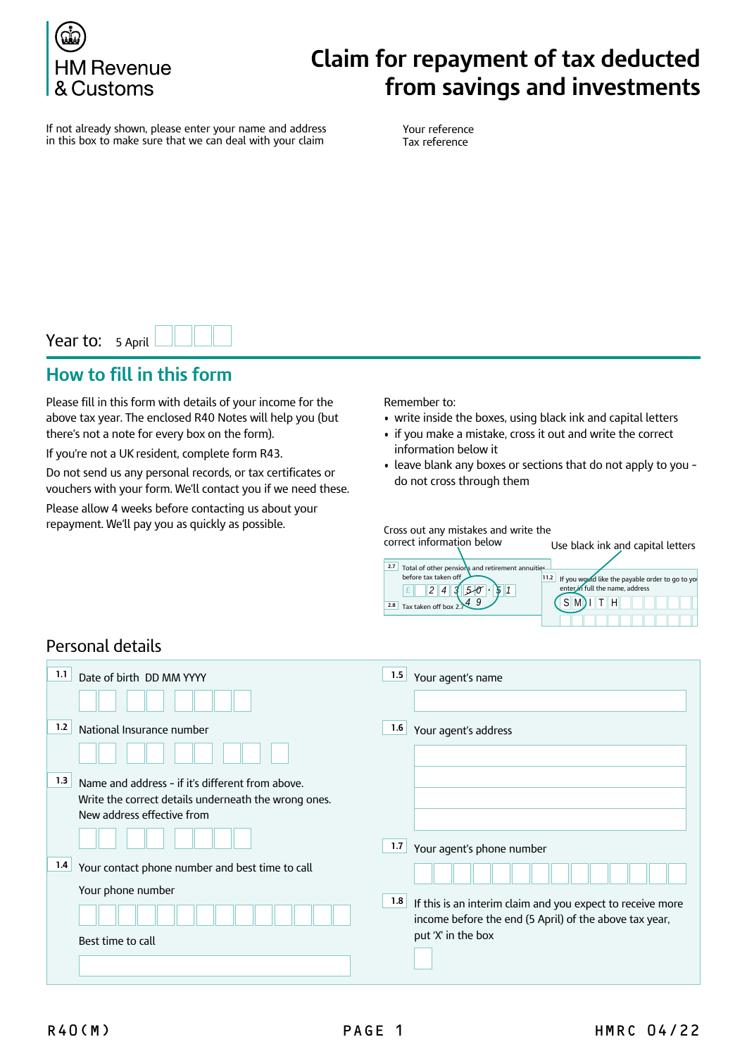HM Revenue & Customs

# Claim for repayment of tax deducted from savings and investments

If not already shown, please enter your name and address in this box to make sure that we can deal with your claim

Your reference
Tax reference

Year to: 5 April

## How to fill in this form

Please fill in this form with details of your income for the above tax year. The enclosed R40 Notes will help you (but there's not a note for every box on the form).

If you're not a UK resident, complete form R43.

Do not send us any personal records, or tax certificates or vouchers with your form. We'll contact you if we need these.

Please allow 4 weeks before contacting us about your repayment. We'll pay you as quickly as possible.

Remember to:

- write inside the boxes, using black ink and capital letters
- if you make a mistake, cross it out and write the correct information below it
- leave blank any boxes or sections that do not apply to you - do not cross through them

Cross out any mistakes and write the correct information below

Use black ink and capital letters

2.7 Total of other pensions and retirement annuities before tax taken off
£ 2 4 3 5 0 · 5 1
4 9
2.8 Tax taken off box 2.7

11.2 If you would like the payable order to go to your ... enter in full the name, address
S M I T H

## Personal details

1.1 Date of birth DD MM YYYY

1.2 National Insurance number

1.3 Name and address - if it's different from above. Write the correct details underneath the wrong ones.
New address effective from

1.4 Your contact phone number and best time to call

Your phone number

Best time to call

1.5 Your agent's name

1.6 Your agent's address

1.7 Your agent's phone number

1.8 If this is an interim claim and you expect to receive more income before the end (5 April) of the above tax year, put 'X' in the box

R40(M) HMRC 04/22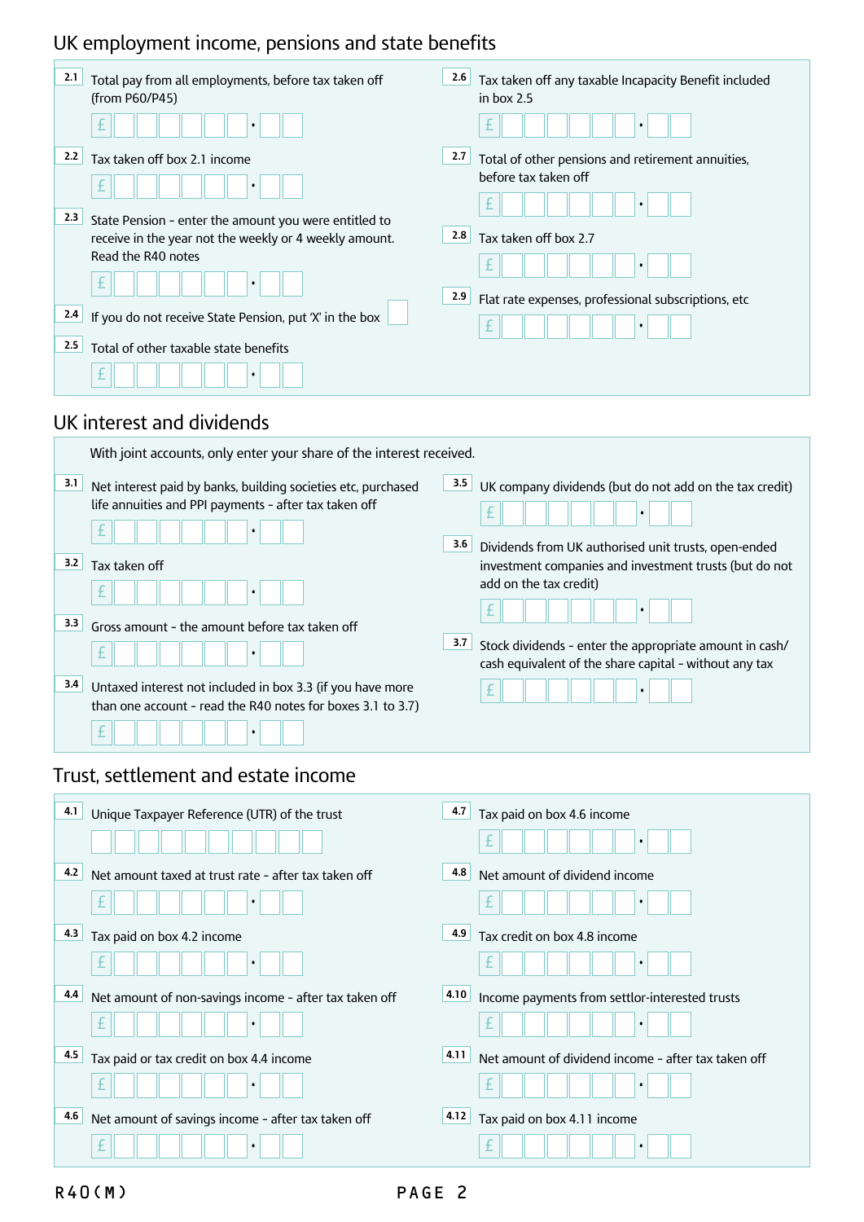## UK employment income, pensions and state benefits

**2.1** Total pay from all employments, before tax taken off (from P60/P45)

£ .

**2.2** Tax taken off box 2.1 income

£ .

**2.3** State Pension - enter the amount you were entitled to receive in the year not the weekly or 4 weekly amount. Read the R40 notes

£ .

**2.4** If you do not receive State Pension, put 'X' in the box

**2.5** Total of other taxable state benefits

£ .

**2.6** Tax taken off any taxable Incapacity Benefit included in box 2.5

£ .

**2.7** Total of other pensions and retirement annuities, before tax taken off

£ .

**2.8** Tax taken off box 2.7

£ .

**2.9** Flat rate expenses, professional subscriptions, etc

£ .

## UK interest and dividends

With joint accounts, only enter your share of the interest received.

**3.1** Net interest paid by banks, building societies etc, purchased life annuities and PPI payments - after tax taken off

£ .

**3.2** Tax taken off

£ .

**3.3** Gross amount - the amount before tax taken off

£ .

**3.4** Untaxed interest not included in box 3.3 (if you have more than one account - read the R40 notes for boxes 3.1 to 3.7)

£ .

**3.5** UK company dividends (but do not add on the tax credit)

£ .

**3.6** Dividends from UK authorised unit trusts, open-ended investment companies and investment trusts (but do not add on the tax credit)

£ .

**3.7** Stock dividends - enter the appropriate amount in cash/cash equivalent of the share capital - without any tax

£ .

## Trust, settlement and estate income

**4.1** Unique Taxpayer Reference (UTR) of the trust

**4.2** Net amount taxed at trust rate - after tax taken off

£ .

**4.3** Tax paid on box 4.2 income

£ .

**4.4** Net amount of non-savings income - after tax taken off

£ .

**4.5** Tax paid or tax credit on box 4.4 income

£ .

**4.6** Net amount of savings income - after tax taken off

£ .

**4.7** Tax paid on box 4.6 income

£ .

**4.8** Net amount of dividend income

£ .

**4.9** Tax credit on box 4.8 income

£ .

**4.10** Income payments from settlor-interested trusts

£ .

**4.11** Net amount of dividend income - after tax taken off

£ .

**4.12** Tax paid on box 4.11 income

£ .

R40(M)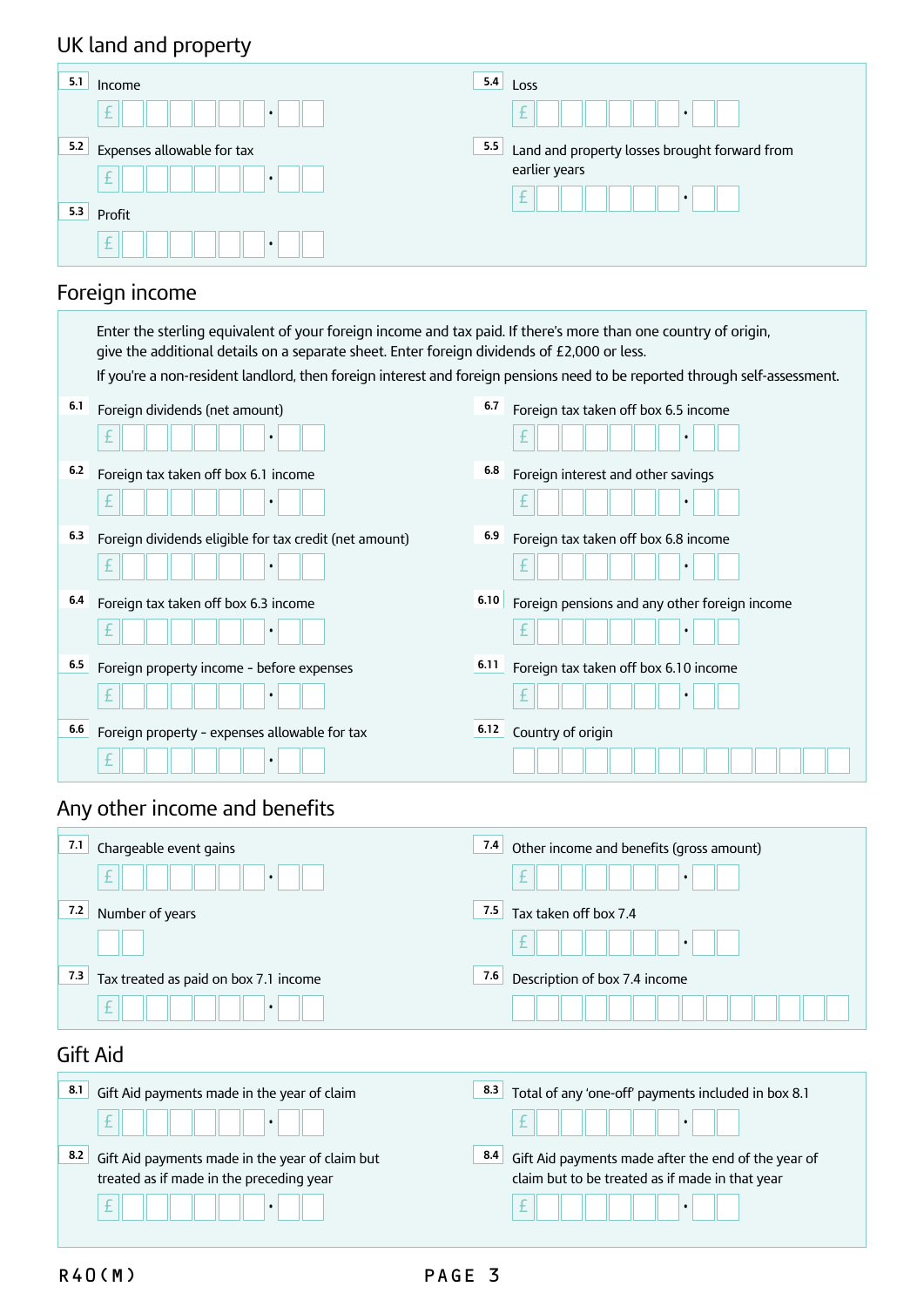## UK land and property

**5.1** Income

£ .

**5.2** Expenses allowable for tax

£ .

**5.3** Profit

£ .

**5.4** Loss

£ .

**5.5** Land and property losses brought forward from earlier years

£ .

## Foreign income

Enter the sterling equivalent of your foreign income and tax paid. If there's more than one country of origin, give the additional details on a separate sheet. Enter foreign dividends of £2,000 or less.

If you're a non-resident landlord, then foreign interest and foreign pensions need to be reported through self-assessment.

**6.1** Foreign dividends (net amount)

£ .

**6.2** Foreign tax taken off box 6.1 income

£ .

**6.3** Foreign dividends eligible for tax credit (net amount)

£ .

**6.4** Foreign tax taken off box 6.3 income

£ .

**6.5** Foreign property income - before expenses

£ .

**6.6** Foreign property - expenses allowable for tax

£ .

**6.7** Foreign tax taken off box 6.5 income

£ .

**6.8** Foreign interest and other savings

£ .

**6.9** Foreign tax taken off box 6.8 income

£ .

**6.10** Foreign pensions and any other foreign income

£ .

**6.11** Foreign tax taken off box 6.10 income

£ .

**6.12** Country of origin

## Any other income and benefits

**7.1** Chargeable event gains

£ .

**7.2** Number of years

**7.3** Tax treated as paid on box 7.1 income

£ .

**7.4** Other income and benefits (gross amount)

£ .

**7.5** Tax taken off box 7.4

£ .

**7.6** Description of box 7.4 income

## Gift Aid

**8.1** Gift Aid payments made in the year of claim

£ .

**8.2** Gift Aid payments made in the year of claim but treated as if made in the preceding year

£ .

**8.3** Total of any 'one-off' payments included in box 8.1

£ .

**8.4** Gift Aid payments made after the end of the year of claim but to be treated as if made in that year

£ .

R40(M)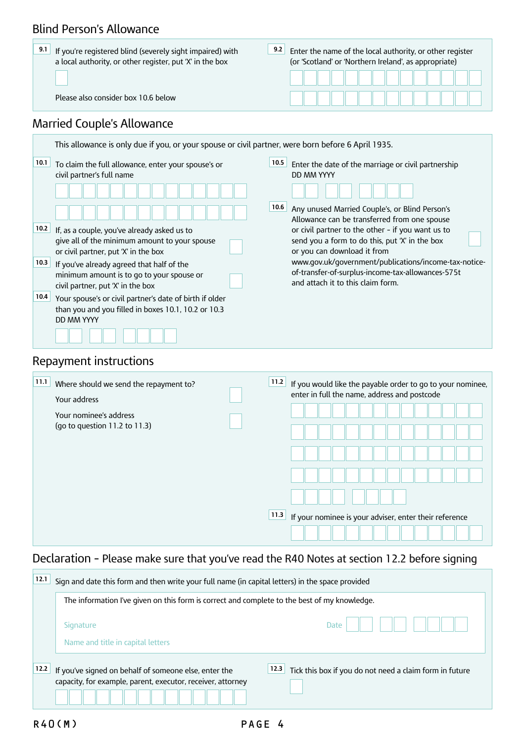## Blind Person's Allowance

**9.1** If you're registered blind (severely sight impaired) with a local authority, or other register, put 'X' in the box

Please also consider box 10.6 below

**9.2** Enter the name of the local authority, or other register (or 'Scotland' or 'Northern Ireland', as appropriate)

## Married Couple's Allowance

This allowance is only due if you, or your spouse or civil partner, were born before 6 April 1935.

**10.1** To claim the full allowance, enter your spouse's or civil partner's full name

**10.2** If, as a couple, you've already asked us to give all of the minimum amount to your spouse or civil partner, put 'X' in the box

**10.3** If you've already agreed that half of the minimum amount is to go to your spouse or civil partner, put 'X' in the box

**10.4** Your spouse's or civil partner's date of birth if older than you and you filled in boxes 10.1, 10.2 or 10.3
DD MM YYYY

**10.5** Enter the date of the marriage or civil partnership
DD MM YYYY

**10.6** Any unused Married Couple's, or Blind Person's Allowance can be transferred from one spouse or civil partner to the other - if you want us to send you a form to do this, put 'X' in the box or you can download it from www.gov.uk/government/publications/income-tax-notice-of-transfer-of-surplus-income-tax-allowances-575t and attach it to this claim form.

## Repayment instructions

**11.1** Where should we send the repayment to?

Your address

Your nominee's address
(go to question 11.2 to 11.3)

**11.2** If you would like the payable order to go to your nominee, enter in full the name, address and postcode

**11.3** If your nominee is your adviser, enter their reference

## Declaration - Please make sure that you've read the R40 Notes at section 12.2 before signing

**12.1** Sign and date this form and then write your full name (in capital letters) in the space provided

The information I've given on this form is correct and complete to the best of my knowledge.

Signature

Date

Name and title in capital letters

**12.2** If you've signed on behalf of someone else, enter the capacity, for example, parent, executor, receiver, attorney

**12.3** Tick this box if you do not need a claim form in future

R40(M)